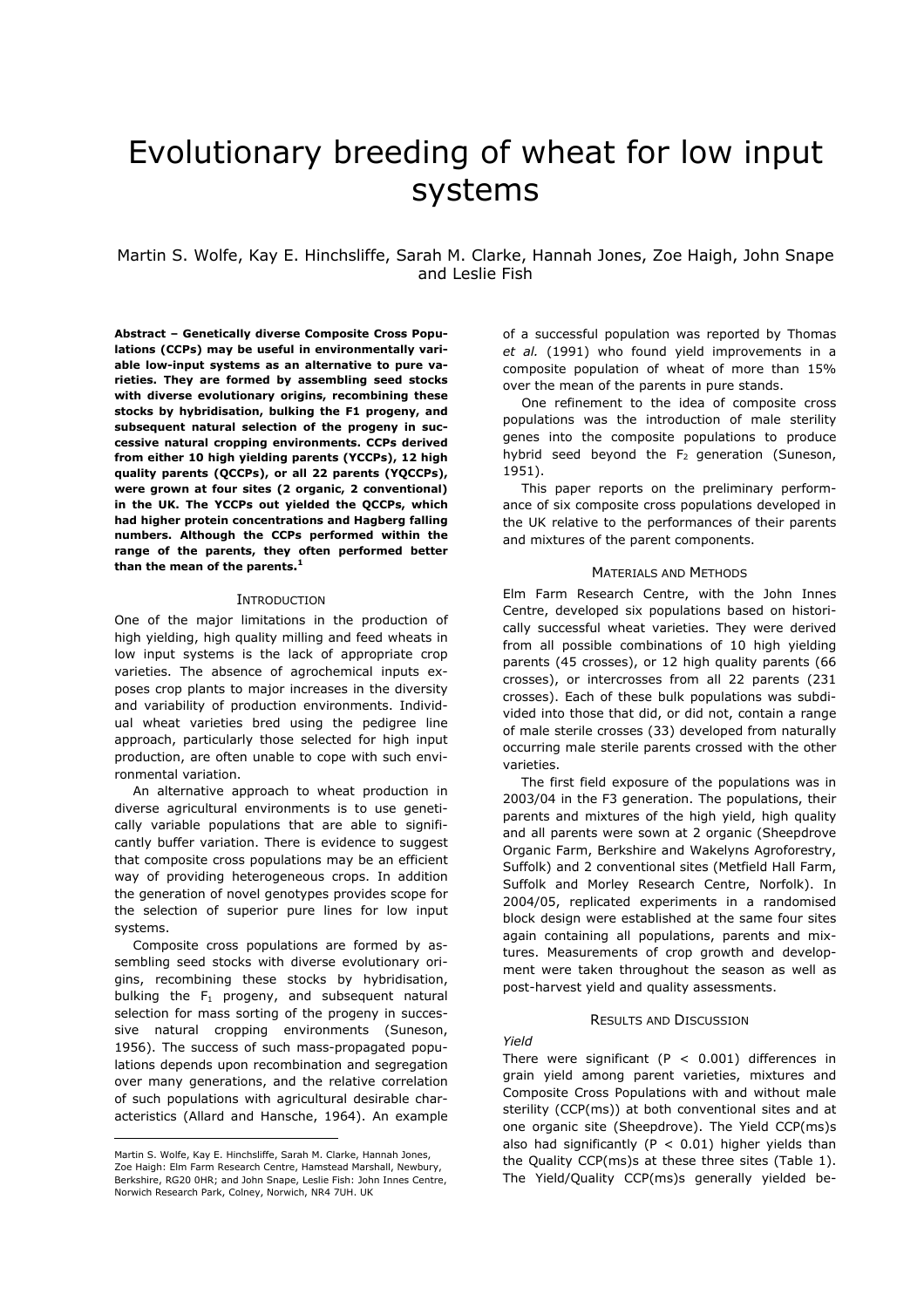# Evolutionary breeding of wheat for low input systems

Martin S. Wolfe, Kay E. Hinchsliffe, Sarah M. Clarke, Hannah Jones, Zoe Haigh, John Snape and Leslie Fish

**Abstract – Genetically diverse Composite Cross Populations (CCPs) may be useful in environmentally variable low-input systems as an alternative to pure varieties. They are formed by assembling seed stocks with diverse evolutionary origins, recombining these stocks by hybridisation, bulking the F1 progeny, and subsequent natural selection of the progeny in successive natural cropping environments. CCPs derived from either 10 high yielding parents (YCCPs), 12 high quality parents (QCCPs), or all 22 parents (YQCCPs), were grown at four sites (2 organic, 2 conventional) in the UK. The YCCPs out yielded the QCCPs, which had higher protein concentrations and Hagberg falling numbers. Although the CCPs performed within the range of the parents, they often performed better than the mean of the parents.[1]**

## INTRODUCTION

One of the major limitations in the production of high yielding, high quality milling and feed wheats in low input systems is the lack of appropriate crop varieties. The absence of agrochemical inputs exposes crop plants to major increases in the diversity and variability of production environments. Individual wheat varieties bred using the pedigree line approach, particularly those selected for high input production, are often unable to cope with such environmental variation.

An alternative approach to wheat production in diverse agricultural environments is to use genetically variable populations that are able to significantly buffer variation. There is evidence to suggest that composite cross populations may be an efficient way of providing heterogeneous crops. In addition the generation of novel genotypes provides scope for the selection of superior pure lines for low input systems.

Composite cross populations are formed by assembling seed stocks with diverse evolutionary origins, recombining these stocks by hybridisation, bulking the $F_1$ progeny, and subsequent natural selection for mass sorting of the progeny in successive natural cropping environments (Suneson, 1956). The success of such mass-propagated populations depends upon recombination and segregation over many generations, and the relative correlation of such populations with agricultural desirable characteristics (Allard and Hansche, 1964). An example of a successful population was reported by Thomas *et al.* (1991) who found yield improvements in a composite population of wheat of more than 15% over the mean of the parents in pure stands.

One refinement to the idea of composite cross populations was the introduction of male sterility genes into the composite populations to produce hybrid seed beyond the $F_2$ generation (Suneson, 1951).

This paper reports on the preliminary performance of six composite cross populations developed in the UK relative to the performances of their parents and mixtures of the parent components.

## MATERIALS AND METHODS

Elm Farm Research Centre, with the John Innes Centre, developed six populations based on historically successful wheat varieties. They were derived from all possible combinations of 10 high yielding parents (45 crosses), or 12 high quality parents (66 crosses), or intercrosses from all 22 parents (231 crosses). Each of these bulk populations was subdivided into those that did, or did not, contain a range of male sterile crosses (33) developed from naturally occurring male sterile parents crossed with the other varieties.

The first field exposure of the populations was in 2003/04 in the F3 generation. The populations, their parents and mixtures of the high yield, high quality and all parents were sown at 2 organic (Sheepdrove Organic Farm, Berkshire and Wakelyns Agroforestry, Suffolk) and 2 conventional sites (Metfield Hall Farm, Suffolk and Morley Research Centre, Norfolk). In 2004/05, replicated experiments in a randomised block design were established at the same four sites again containing all populations, parents and mixtures. Measurements of crop growth and development were taken throughout the season as well as post-harvest yield and quality assessments.

## RESULTS AND DISCUSSION

### *Yield*

There were significant ($P < 0.001$) differences in grain yield among parent varieties, mixtures and Composite Cross Populations with and without male sterility (CCP(ms)) at both conventional sites and at one organic site (Sheepdrove). The Yield CCP(ms)s also had significantly ($P < 0.01$) higher yields than the Quality CCP(ms)s at these three sites (Table 1). The Yield/Quality CCP(ms)s generally yielded be-

---

Martin S. Wolfe, Kay E. Hinchsliffe, Sarah M. Clarke, Hannah Jones, Zoe Haigh: Elm Farm Research Centre, Hamstead Marshall, Newbury, Berkshire, RG20 0HR; and John Snape, Leslie Fish: John Innes Centre, Norwich Research Park, Colney, Norwich, NR4 7UH. UK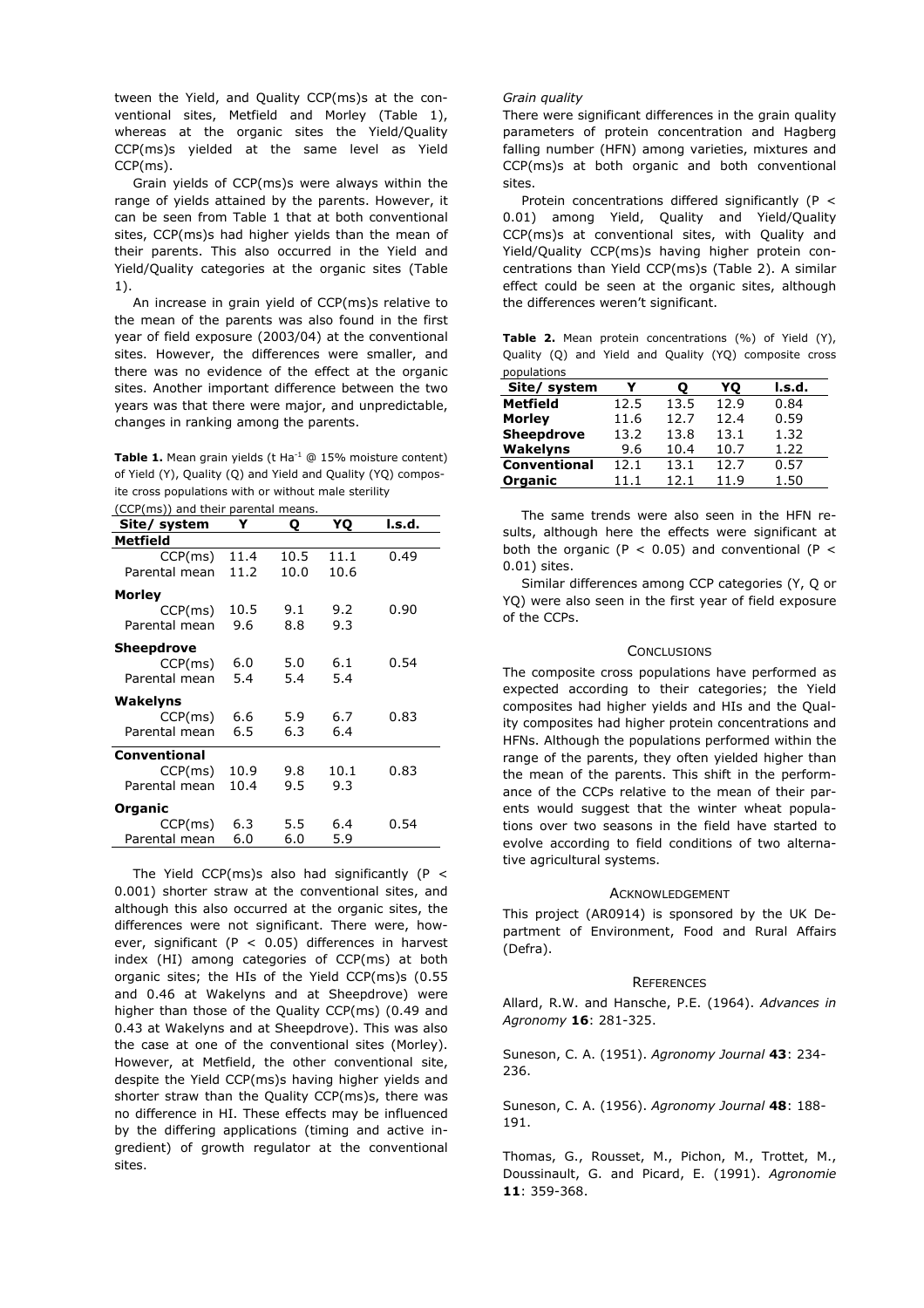tween the Yield, and Quality CCP(ms)s at the conventional sites, Metfield and Morley (Table 1), whereas at the organic sites the Yield/Quality CCP(ms)s yielded at the same level as Yield CCP(ms).

Grain yields of CCP(ms)s were always within the range of yields attained by the parents. However, it can be seen from Table 1 that at both conventional sites, CCP(ms)s had higher yields than the mean of their parents. This also occurred in the Yield and Yield/Quality categories at the organic sites (Table 1).

An increase in grain yield of CCP(ms)s relative to the mean of the parents was also found in the first year of field exposure (2003/04) at the conventional sites. However, the differences were smaller, and there was no evidence of the effect at the organic sites. Another important difference between the two years was that there were major, and unpredictable, changes in ranking among the parents.

**Table 1.** Mean grain yields (t Ha$^{-1}$ @ 15% moisture content) of Yield (Y), Quality (Q) and Yield and Quality (YQ) composite cross populations with or without male sterility (CCP(ms)) and their parental means.

| Site/ system | Y | Q | YQ | l.s.d. |
|---|---|---|---|---|
| **Metfield** | | | | |
| CCP(ms) | 11.4 | 10.5 | 11.1 | 0.49 |
| Parental mean | 11.2 | 10.0 | 10.6 | |
| **Morley** | | | | |
| CCP(ms) | 10.5 | 9.1 | 9.2 | 0.90 |
| Parental mean | 9.6 | 8.8 | 9.3 | |
| **Sheepdrove** | | | | |
| CCP(ms) | 6.0 | 5.0 | 6.1 | 0.54 |
| Parental mean | 5.4 | 5.4 | 5.4 | |
| **Wakelyns** | | | | |
| CCP(ms) | 6.6 | 5.9 | 6.7 | 0.83 |
| Parental mean | 6.5 | 6.3 | 6.4 | |
| **Conventional** | | | | |
| CCP(ms) | 10.9 | 9.8 | 10.1 | 0.83 |
| Parental mean | 10.4 | 9.5 | 9.3 | |
| **Organic** | | | | |
| CCP(ms) | 6.3 | 5.5 | 6.4 | 0.54 |
| Parental mean | 6.0 | 6.0 | 5.9 | |

The Yield CCP(ms)s also had significantly ($P < 0.001$) shorter straw at the conventional sites, and although this also occurred at the organic sites, the differences were not significant. There were, however, significant ($P < 0.05$) differences in harvest index (HI) among categories of CCP(ms) at both organic sites; the HIs of the Yield CCP(ms)s (0.55 and 0.46 at Wakelyns and at Sheepdrove) were higher than those of the Quality CCP(ms) (0.49 and 0.43 at Wakelyns and at Sheepdrove). This was also the case at one of the conventional sites (Morley). However, at Metfield, the other conventional site, despite the Yield CCP(ms)s having higher yields and shorter straw than the Quality CCP(ms)s, there was no difference in HI. These effects may be influenced by the differing applications (timing and active ingredient) of growth regulator at the conventional sites.

*Grain quality*

There were significant differences in the grain quality parameters of protein concentration and Hagberg falling number (HFN) among varieties, mixtures and CCP(ms)s at both organic and both conventional sites.

Protein concentrations differed significantly ($P < 0.01$) among Yield, Quality and Yield/Quality CCP(ms)s at conventional sites, with Quality and Yield/Quality CCP(ms)s having higher protein concentrations than Yield CCP(ms)s (Table 2). A similar effect could be seen at the organic sites, although the differences weren't significant.

**Table 2.** Mean protein concentrations (%) of Yield (Y), Quality (Q) and Yield and Quality (YQ) composite cross populations

| Site/ system | Y | Q | YQ | l.s.d. |
|---|---|---|---|---|
| **Metfield** | 12.5 | 13.5 | 12.9 | 0.84 |
| **Morley** | 11.6 | 12.7 | 12.4 | 0.59 |
| **Sheepdrove** | 13.2 | 13.8 | 13.1 | 1.32 |
| **Wakelyns** | 9.6 | 10.4 | 10.7 | 1.22 |
| **Conventional** | 12.1 | 13.1 | 12.7 | 0.57 |
| **Organic** | 11.1 | 12.1 | 11.9 | 1.50 |

The same trends were also seen in the HFN results, although here the effects were significant at both the organic ($P < 0.05$) and conventional ($P < 0.01$) sites.

Similar differences among CCP categories (Y, Q or YQ) were also seen in the first year of field exposure of the CCPs.

## Conclusions

The composite cross populations have performed as expected according to their categories; the Yield composites had higher yields and HIs and the Quality composites had higher protein concentrations and HFNs. Although the populations performed within the range of the parents, they often yielded higher than the mean of the parents. This shift in the performance of the CCPs relative to the mean of their parents would suggest that the winter wheat populations over two seasons in the field have started to evolve according to field conditions of two alternative agricultural systems.

## Acknowledgement

This project (AR0914) is sponsored by the UK Department of Environment, Food and Rural Affairs (Defra).

## References

Allard, R.W. and Hansche, P.E. (1964). *Advances in Agronomy* **16**: 281-325.

Suneson, C. A. (1951). *Agronomy Journal* **43**: 234-236.

Suneson, C. A. (1956). *Agronomy Journal* **48**: 188-191.

Thomas, G., Rousset, M., Pichon, M., Trottet, M., Doussinault, G. and Picard, E. (1991). *Agronomie* **11**: 359-368.